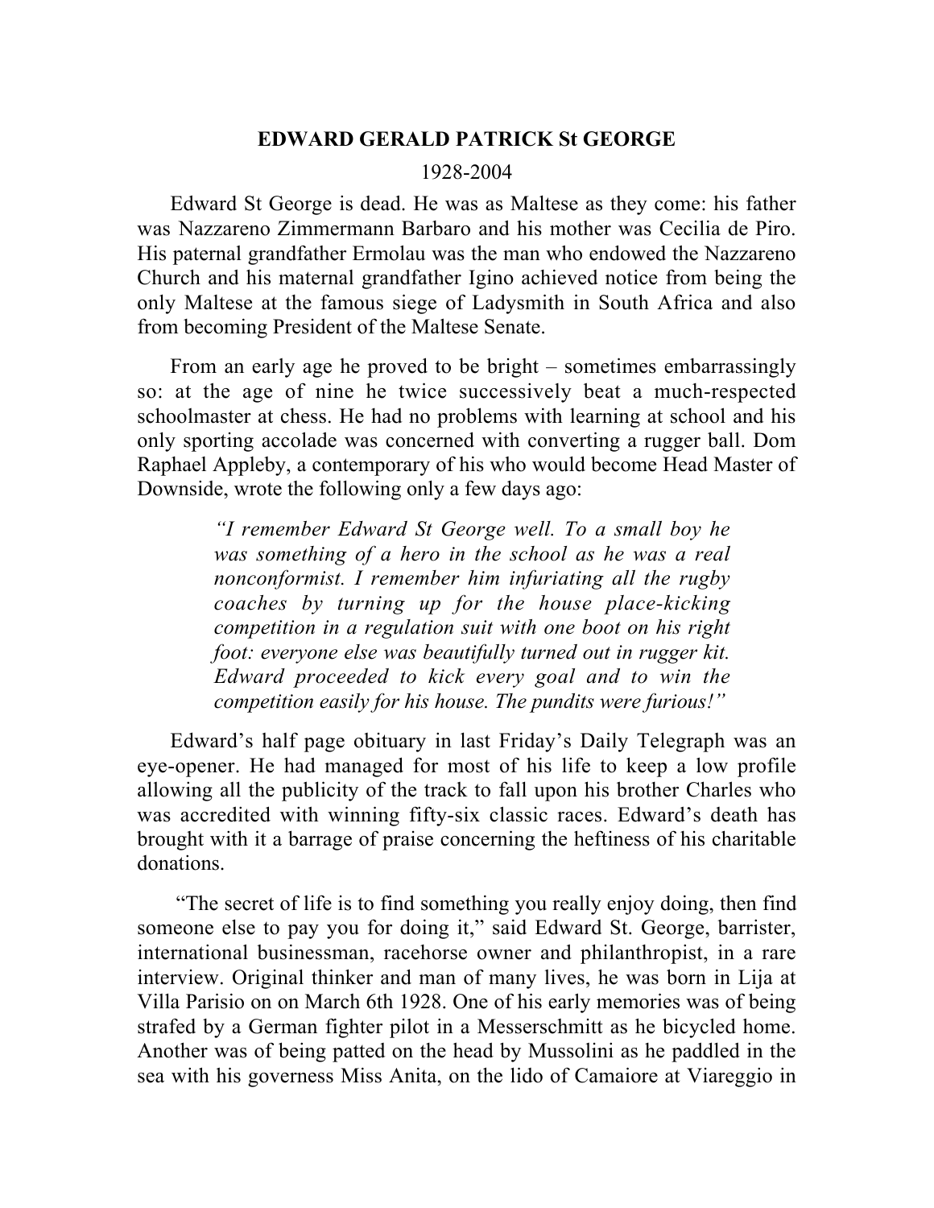# EDWARD GERALD PATRICK St GEORGE

1928-2004

Edward St George is dead. He was as Maltese as they come: his father was Nazzareno Zimmermann Barbaro and his mother was Cecilia de Piro. His paternal grandfather Ermolau was the man who endowed the Nazzareno Church and his maternal grandfather Igino achieved notice from being the only Maltese at the famous siege of Ladysmith in South Africa and also from becoming President of the Maltese Senate.

From an early age he proved to be bright – sometimes embarrassingly so: at the age of nine he twice successively beat a much-respected schoolmaster at chess. He had no problems with learning at school and his only sporting accolade was concerned with converting a rugger ball. Dom Raphael Appleby, a contemporary of his who would become Head Master of Downside, wrote the following only a few days ago:

> *"I remember Edward St George well. To a small boy he was something of a hero in the school as he was a real nonconformist. I remember him infuriating all the rugby coaches by turning up for the house place-kicking competition in a regulation suit with one boot on his right foot: everyone else was beautifully turned out in rugger kit. Edward proceeded to kick every goal and to win the competition easily for his house. The pundits were furious!"*

Edward's half page obituary in last Friday's Daily Telegraph was an eye-opener. He had managed for most of his life to keep a low profile allowing all the publicity of the track to fall upon his brother Charles who was accredited with winning fifty-six classic races. Edward's death has brought with it a barrage of praise concerning the heftiness of his charitable donations.

"The secret of life is to find something you really enjoy doing, then find someone else to pay you for doing it," said Edward St. George, barrister, international businessman, racehorse owner and philanthropist, in a rare interview. Original thinker and man of many lives, he was born in Lija at Villa Parisio on on March 6th 1928. One of his early memories was of being strafed by a German fighter pilot in a Messerschmitt as he bicycled home. Another was of being patted on the head by Mussolini as he paddled in the sea with his governess Miss Anita, on the lido of Camaiore at Viareggio in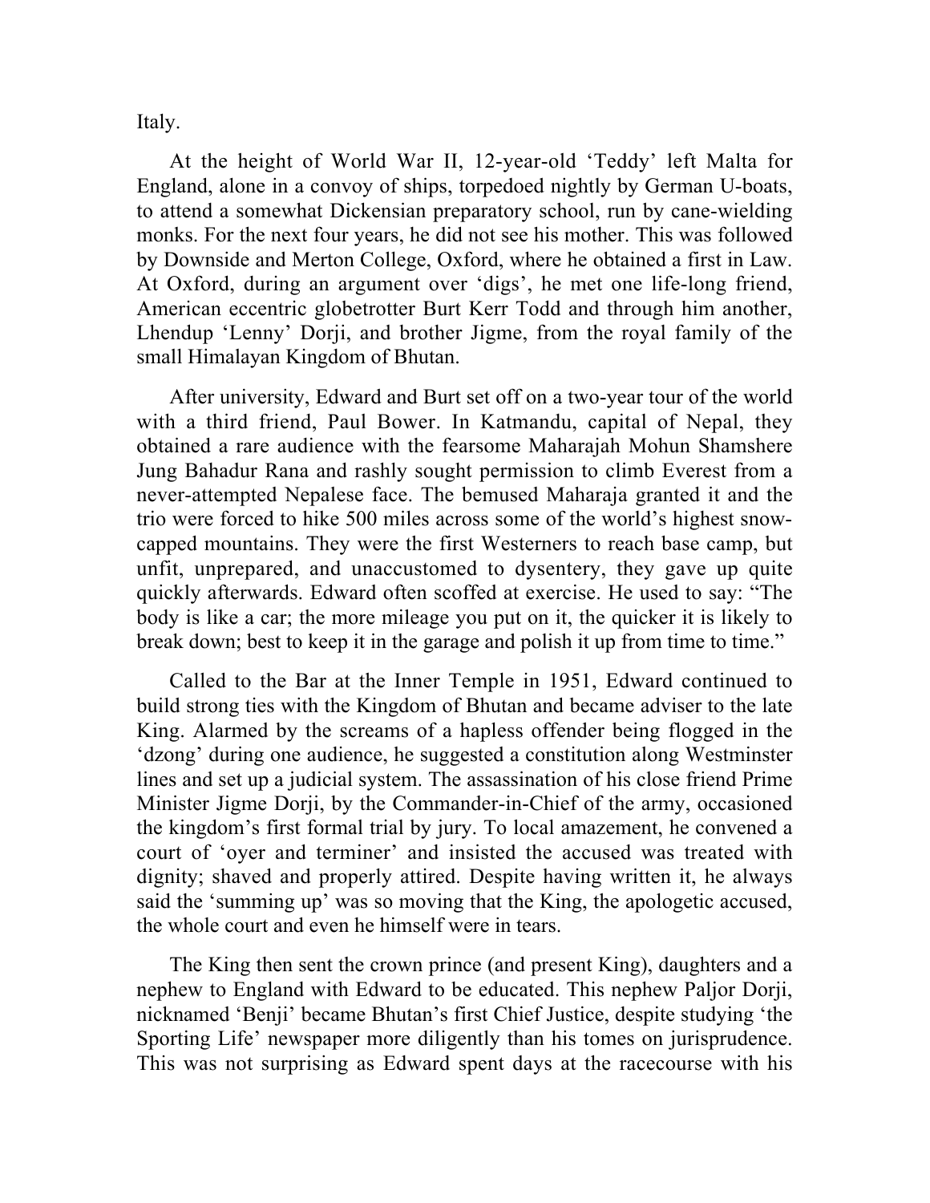Italy.

At the height of World War II, 12-year-old 'Teddy' left Malta for England, alone in a convoy of ships, torpedoed nightly by German U-boats, to attend a somewhat Dickensian preparatory school, run by cane-wielding monks. For the next four years, he did not see his mother. This was followed by Downside and Merton College, Oxford, where he obtained a first in Law. At Oxford, during an argument over 'digs', he met one life-long friend, American eccentric globetrotter Burt Kerr Todd and through him another, Lhendup 'Lenny' Dorji, and brother Jigme, from the royal family of the small Himalayan Kingdom of Bhutan.

After university, Edward and Burt set off on a two-year tour of the world with a third friend, Paul Bower. In Katmandu, capital of Nepal, they obtained a rare audience with the fearsome Maharajah Mohun Shamshere Jung Bahadur Rana and rashly sought permission to climb Everest from a never-attempted Nepalese face. The bemused Maharaja granted it and the trio were forced to hike 500 miles across some of the world's highest snow-capped mountains. They were the first Westerners to reach base camp, but unfit, unprepared, and unaccustomed to dysentery, they gave up quite quickly afterwards. Edward often scoffed at exercise. He used to say: "The body is like a car; the more mileage you put on it, the quicker it is likely to break down; best to keep it in the garage and polish it up from time to time."

Called to the Bar at the Inner Temple in 1951, Edward continued to build strong ties with the Kingdom of Bhutan and became adviser to the late King. Alarmed by the screams of a hapless offender being flogged in the 'dzong' during one audience, he suggested a constitution along Westminster lines and set up a judicial system. The assassination of his close friend Prime Minister Jigme Dorji, by the Commander-in-Chief of the army, occasioned the kingdom's first formal trial by jury. To local amazement, he convened a court of 'oyer and terminer' and insisted the accused was treated with dignity; shaved and properly attired. Despite having written it, he always said the 'summing up' was so moving that the King, the apologetic accused, the whole court and even he himself were in tears.

The King then sent the crown prince (and present King), daughters and a nephew to England with Edward to be educated. This nephew Paljor Dorji, nicknamed 'Benji' became Bhutan's first Chief Justice, despite studying 'the Sporting Life' newspaper more diligently than his tomes on jurisprudence. This was not surprising as Edward spent days at the racecourse with his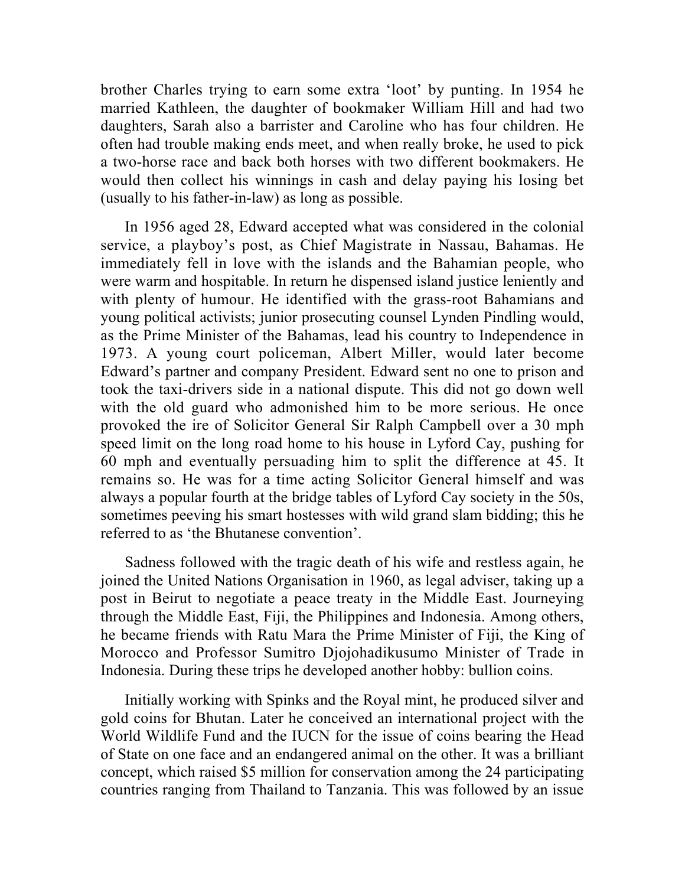brother Charles trying to earn some extra 'loot' by punting. In 1954 he married Kathleen, the daughter of bookmaker William Hill and had two daughters, Sarah also a barrister and Caroline who has four children. He often had trouble making ends meet, and when really broke, he used to pick a two-horse race and back both horses with two different bookmakers. He would then collect his winnings in cash and delay paying his losing bet (usually to his father-in-law) as long as possible.

In 1956 aged 28, Edward accepted what was considered in the colonial service, a playboy's post, as Chief Magistrate in Nassau, Bahamas. He immediately fell in love with the islands and the Bahamian people, who were warm and hospitable. In return he dispensed island justice leniently and with plenty of humour. He identified with the grass-root Bahamians and young political activists; junior prosecuting counsel Lynden Pindling would, as the Prime Minister of the Bahamas, lead his country to Independence in 1973. A young court policeman, Albert Miller, would later become Edward's partner and company President. Edward sent no one to prison and took the taxi-drivers side in a national dispute. This did not go down well with the old guard who admonished him to be more serious. He once provoked the ire of Solicitor General Sir Ralph Campbell over a 30 mph speed limit on the long road home to his house in Lyford Cay, pushing for 60 mph and eventually persuading him to split the difference at 45. It remains so. He was for a time acting Solicitor General himself and was always a popular fourth at the bridge tables of Lyford Cay society in the 50s, sometimes peeving his smart hostesses with wild grand slam bidding; this he referred to as 'the Bhutanese convention'.

Sadness followed with the tragic death of his wife and restless again, he joined the United Nations Organisation in 1960, as legal adviser, taking up a post in Beirut to negotiate a peace treaty in the Middle East. Journeying through the Middle East, Fiji, the Philippines and Indonesia. Among others, he became friends with Ratu Mara the Prime Minister of Fiji, the King of Morocco and Professor Sumitro Djojohadikusumo Minister of Trade in Indonesia. During these trips he developed another hobby: bullion coins.

Initially working with Spinks and the Royal mint, he produced silver and gold coins for Bhutan. Later he conceived an international project with the World Wildlife Fund and the IUCN for the issue of coins bearing the Head of State on one face and an endangered animal on the other. It was a brilliant concept, which raised $5 million for conservation among the 24 participating countries ranging from Thailand to Tanzania. This was followed by an issue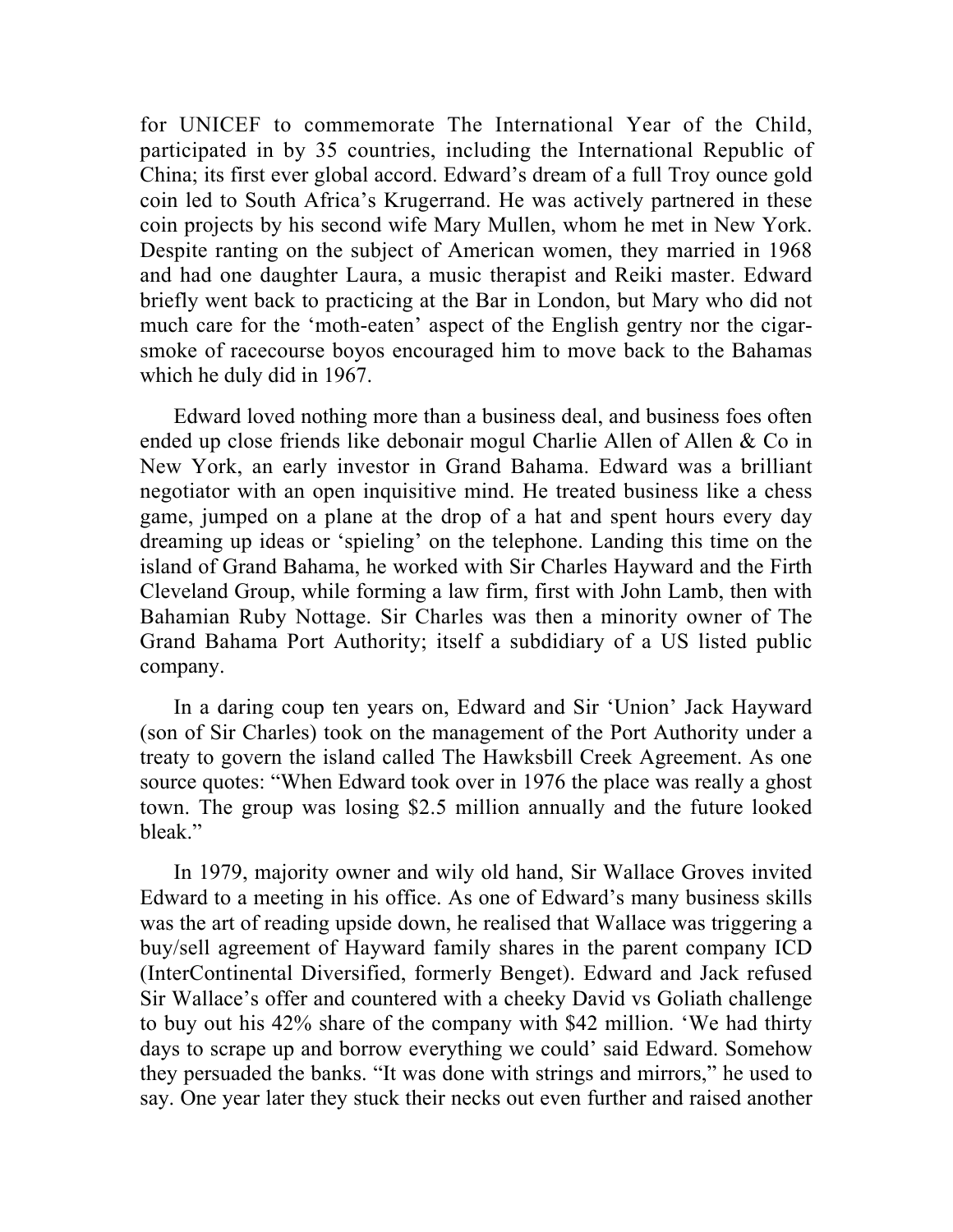for UNICEF to commemorate The International Year of the Child, participated in by 35 countries, including the International Republic of China; its first ever global accord. Edward's dream of a full Troy ounce gold coin led to South Africa's Krugerrand. He was actively partnered in these coin projects by his second wife Mary Mullen, whom he met in New York. Despite ranting on the subject of American women, they married in 1968 and had one daughter Laura, a music therapist and Reiki master. Edward briefly went back to practicing at the Bar in London, but Mary who did not much care for the 'moth-eaten' aspect of the English gentry nor the cigar-smoke of racecourse boyos encouraged him to move back to the Bahamas which he duly did in 1967.

Edward loved nothing more than a business deal, and business foes often ended up close friends like debonair mogul Charlie Allen of Allen & Co in New York, an early investor in Grand Bahama. Edward was a brilliant negotiator with an open inquisitive mind. He treated business like a chess game, jumped on a plane at the drop of a hat and spent hours every day dreaming up ideas or 'spieling' on the telephone. Landing this time on the island of Grand Bahama, he worked with Sir Charles Hayward and the Firth Cleveland Group, while forming a law firm, first with John Lamb, then with Bahamian Ruby Nottage. Sir Charles was then a minority owner of The Grand Bahama Port Authority; itself a subdidiary of a US listed public company.

In a daring coup ten years on, Edward and Sir 'Union' Jack Hayward (son of Sir Charles) took on the management of the Port Authority under a treaty to govern the island called The Hawksbill Creek Agreement. As one source quotes: "When Edward took over in 1976 the place was really a ghost town. The group was losing $2.5 million annually and the future looked bleak."

In 1979, majority owner and wily old hand, Sir Wallace Groves invited Edward to a meeting in his office. As one of Edward's many business skills was the art of reading upside down, he realised that Wallace was triggering a buy/sell agreement of Hayward family shares in the parent company ICD (InterContinental Diversified, formerly Benget). Edward and Jack refused Sir Wallace's offer and countered with a cheeky David vs Goliath challenge to buy out his 42% share of the company with $42 million. 'We had thirty days to scrape up and borrow everything we could' said Edward. Somehow they persuaded the banks. "It was done with strings and mirrors," he used to say. One year later they stuck their necks out even further and raised another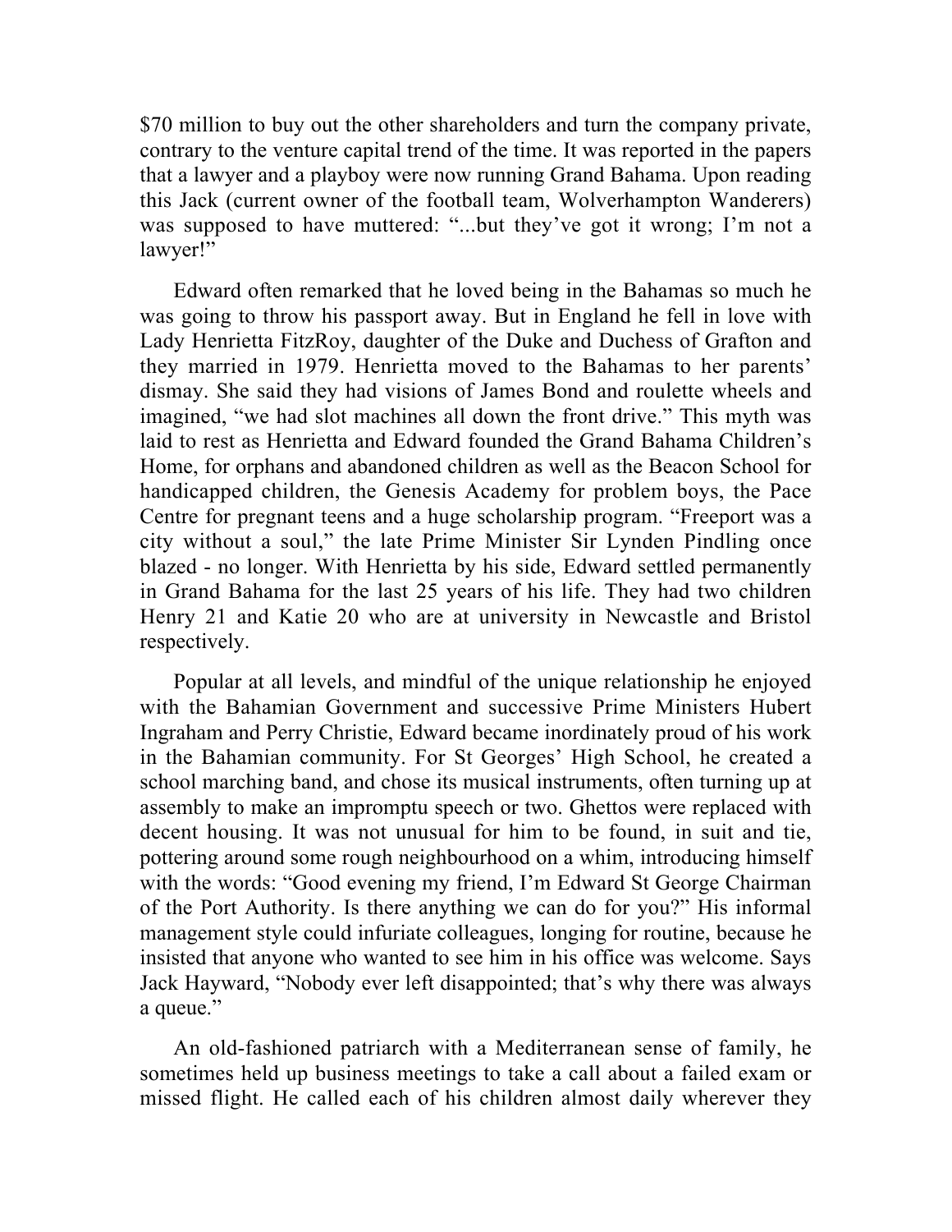$70 million to buy out the other shareholders and turn the company private, contrary to the venture capital trend of the time. It was reported in the papers that a lawyer and a playboy were now running Grand Bahama. Upon reading this Jack (current owner of the football team, Wolverhampton Wanderers) was supposed to have muttered: "...but they've got it wrong; I'm not a lawyer!"

Edward often remarked that he loved being in the Bahamas so much he was going to throw his passport away. But in England he fell in love with Lady Henrietta FitzRoy, daughter of the Duke and Duchess of Grafton and they married in 1979. Henrietta moved to the Bahamas to her parents' dismay. She said they had visions of James Bond and roulette wheels and imagined, "we had slot machines all down the front drive." This myth was laid to rest as Henrietta and Edward founded the Grand Bahama Children's Home, for orphans and abandoned children as well as the Beacon School for handicapped children, the Genesis Academy for problem boys, the Pace Centre for pregnant teens and a huge scholarship program. "Freeport was a city without a soul," the late Prime Minister Sir Lynden Pindling once blazed - no longer. With Henrietta by his side, Edward settled permanently in Grand Bahama for the last 25 years of his life. They had two children Henry 21 and Katie 20 who are at university in Newcastle and Bristol respectively.

Popular at all levels, and mindful of the unique relationship he enjoyed with the Bahamian Government and successive Prime Ministers Hubert Ingraham and Perry Christie, Edward became inordinately proud of his work in the Bahamian community. For St Georges' High School, he created a school marching band, and chose its musical instruments, often turning up at assembly to make an impromptu speech or two. Ghettos were replaced with decent housing. It was not unusual for him to be found, in suit and tie, pottering around some rough neighbourhood on a whim, introducing himself with the words: "Good evening my friend, I'm Edward St George Chairman of the Port Authority. Is there anything we can do for you?" His informal management style could infuriate colleagues, longing for routine, because he insisted that anyone who wanted to see him in his office was welcome. Says Jack Hayward, "Nobody ever left disappointed; that's why there was always a queue."

An old-fashioned patriarch with a Mediterranean sense of family, he sometimes held up business meetings to take a call about a failed exam or missed flight. He called each of his children almost daily wherever they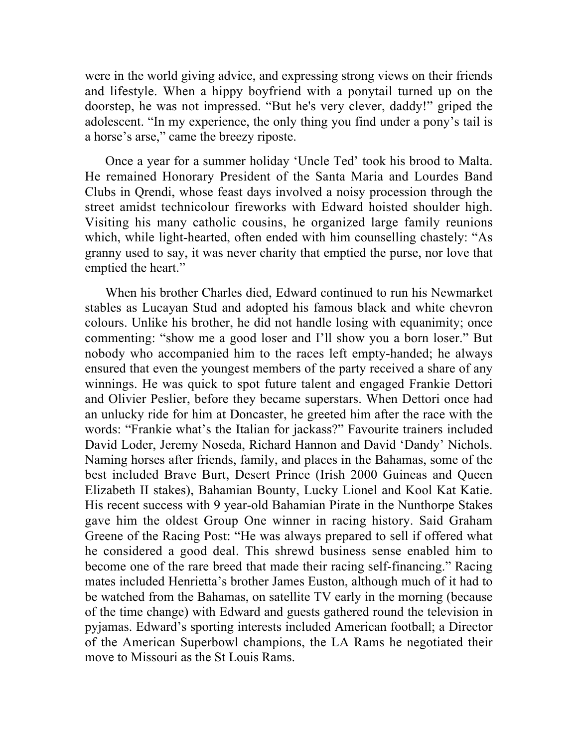were in the world giving advice, and expressing strong views on their friends and lifestyle. When a hippy boyfriend with a ponytail turned up on the doorstep, he was not impressed. “But he's very clever, daddy!” griped the adolescent. “In my experience, the only thing you find under a pony’s tail is a horse’s arse,” came the breezy riposte.

Once a year for a summer holiday ‘Uncle Ted’ took his brood to Malta. He remained Honorary President of the Santa Maria and Lourdes Band Clubs in Qrendi, whose feast days involved a noisy procession through the street amidst technicolour fireworks with Edward hoisted shoulder high. Visiting his many catholic cousins, he organized large family reunions which, while light-hearted, often ended with him counselling chastely: “As granny used to say, it was never charity that emptied the purse, nor love that emptied the heart.”

When his brother Charles died, Edward continued to run his Newmarket stables as Lucayan Stud and adopted his famous black and white chevron colours. Unlike his brother, he did not handle losing with equanimity; once commenting: “show me a good loser and I’ll show you a born loser.” But nobody who accompanied him to the races left empty-handed; he always ensured that even the youngest members of the party received a share of any winnings. He was quick to spot future talent and engaged Frankie Dettori and Olivier Peslier, before they became superstars. When Dettori once had an unlucky ride for him at Doncaster, he greeted him after the race with the words: “Frankie what’s the Italian for jackass?” Favourite trainers included David Loder, Jeremy Noseda, Richard Hannon and David ‘Dandy’ Nichols. Naming horses after friends, family, and places in the Bahamas, some of the best included Brave Burt, Desert Prince (Irish 2000 Guineas and Queen Elizabeth II stakes), Bahamian Bounty, Lucky Lionel and Kool Kat Katie. His recent success with 9 year-old Bahamian Pirate in the Nunthorpe Stakes gave him the oldest Group One winner in racing history. Said Graham Greene of the Racing Post: “He was always prepared to sell if offered what he considered a good deal. This shrewd business sense enabled him to become one of the rare breed that made their racing self-financing.” Racing mates included Henrietta’s brother James Euston, although much of it had to be watched from the Bahamas, on satellite TV early in the morning (because of the time change) with Edward and guests gathered round the television in pyjamas. Edward’s sporting interests included American football; a Director of the American Superbowl champions, the LA Rams he negotiated their move to Missouri as the St Louis Rams.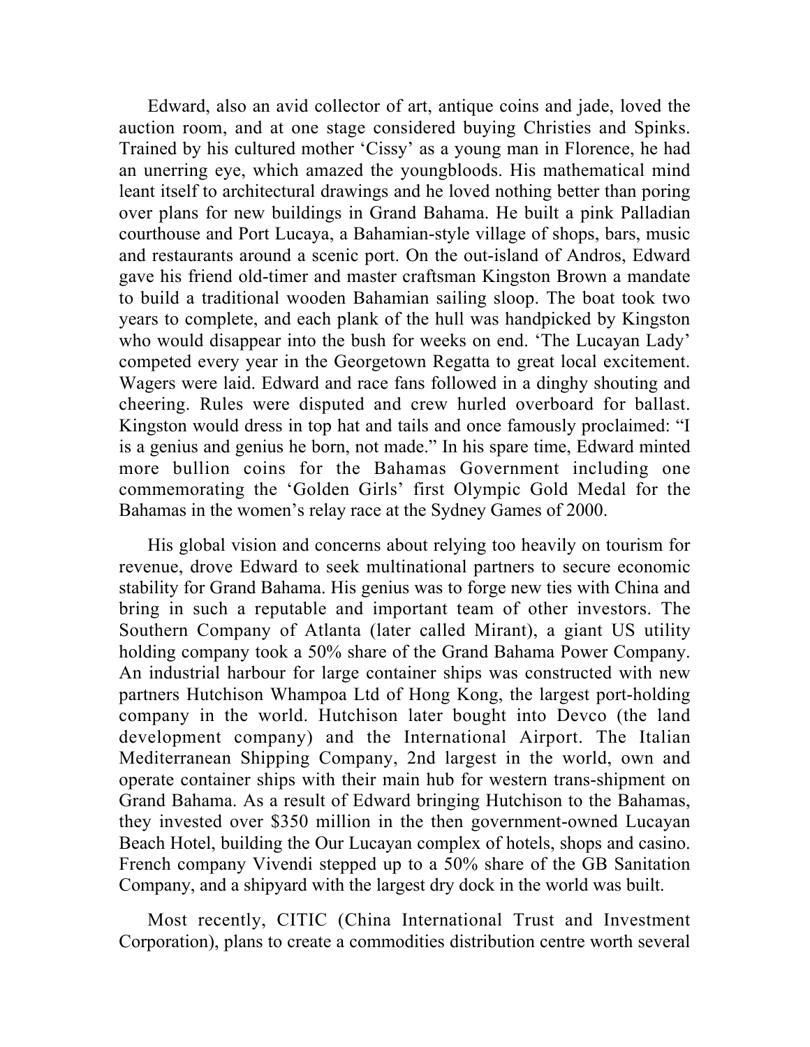Edward, also an avid collector of art, antique coins and jade, loved the auction room, and at one stage considered buying Christies and Spinks. Trained by his cultured mother 'Cissy' as a young man in Florence, he had an unerring eye, which amazed the youngbloods. His mathematical mind leant itself to architectural drawings and he loved nothing better than poring over plans for new buildings in Grand Bahama. He built a pink Palladian courthouse and Port Lucaya, a Bahamian-style village of shops, bars, music and restaurants around a scenic port. On the out-island of Andros, Edward gave his friend old-timer and master craftsman Kingston Brown a mandate to build a traditional wooden Bahamian sailing sloop. The boat took two years to complete, and each plank of the hull was handpicked by Kingston who would disappear into the bush for weeks on end. 'The Lucayan Lady' competed every year in the Georgetown Regatta to great local excitement. Wagers were laid. Edward and race fans followed in a dinghy shouting and cheering. Rules were disputed and crew hurled overboard for ballast. Kingston would dress in top hat and tails and once famously proclaimed: "I is a genius and genius he born, not made." In his spare time, Edward minted more bullion coins for the Bahamas Government including one commemorating the 'Golden Girls' first Olympic Gold Medal for the Bahamas in the women's relay race at the Sydney Games of 2000.

His global vision and concerns about relying too heavily on tourism for revenue, drove Edward to seek multinational partners to secure economic stability for Grand Bahama. His genius was to forge new ties with China and bring in such a reputable and important team of other investors. The Southern Company of Atlanta (later called Mirant), a giant US utility holding company took a 50% share of the Grand Bahama Power Company. An industrial harbour for large container ships was constructed with new partners Hutchison Whampoa Ltd of Hong Kong, the largest port-holding company in the world. Hutchison later bought into Devco (the land development company) and the International Airport. The Italian Mediterranean Shipping Company, 2nd largest in the world, own and operate container ships with their main hub for western trans-shipment on Grand Bahama. As a result of Edward bringing Hutchison to the Bahamas, they invested over $350 million in the then government-owned Lucayan Beach Hotel, building the Our Lucayan complex of hotels, shops and casino. French company Vivendi stepped up to a 50% share of the GB Sanitation Company, and a shipyard with the largest dry dock in the world was built.

Most recently, CITIC (China International Trust and Investment Corporation), plans to create a commodities distribution centre worth several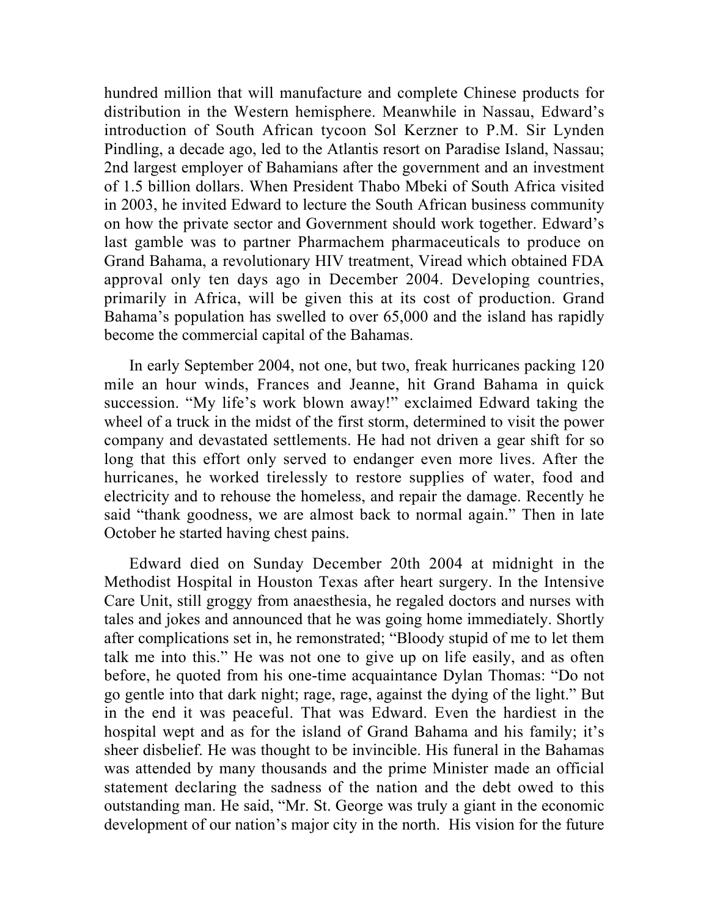hundred million that will manufacture and complete Chinese products for distribution in the Western hemisphere. Meanwhile in Nassau, Edward's introduction of South African tycoon Sol Kerzner to P.M. Sir Lynden Pindling, a decade ago, led to the Atlantis resort on Paradise Island, Nassau; 2nd largest employer of Bahamians after the government and an investment of 1.5 billion dollars. When President Thabo Mbeki of South Africa visited in 2003, he invited Edward to lecture the South African business community on how the private sector and Government should work together. Edward's last gamble was to partner Pharmachem pharmaceuticals to produce on Grand Bahama, a revolutionary HIV treatment, Viread which obtained FDA approval only ten days ago in December 2004. Developing countries, primarily in Africa, will be given this at its cost of production. Grand Bahama's population has swelled to over 65,000 and the island has rapidly become the commercial capital of the Bahamas.

In early September 2004, not one, but two, freak hurricanes packing 120 mile an hour winds, Frances and Jeanne, hit Grand Bahama in quick succession. "My life's work blown away!" exclaimed Edward taking the wheel of a truck in the midst of the first storm, determined to visit the power company and devastated settlements. He had not driven a gear shift for so long that this effort only served to endanger even more lives. After the hurricanes, he worked tirelessly to restore supplies of water, food and electricity and to rehouse the homeless, and repair the damage. Recently he said "thank goodness, we are almost back to normal again." Then in late October he started having chest pains.

Edward died on Sunday December 20th 2004 at midnight in the Methodist Hospital in Houston Texas after heart surgery. In the Intensive Care Unit, still groggy from anaesthesia, he regaled doctors and nurses with tales and jokes and announced that he was going home immediately. Shortly after complications set in, he remonstrated; "Bloody stupid of me to let them talk me into this." He was not one to give up on life easily, and as often before, he quoted from his one-time acquaintance Dylan Thomas: "Do not go gentle into that dark night; rage, rage, against the dying of the light." But in the end it was peaceful. That was Edward. Even the hardiest in the hospital wept and as for the island of Grand Bahama and his family; it's sheer disbelief. He was thought to be invincible. His funeral in the Bahamas was attended by many thousands and the prime Minister made an official statement declaring the sadness of the nation and the debt owed to this outstanding man. He said, "Mr. St. George was truly a giant in the economic development of our nation's major city in the north. His vision for the future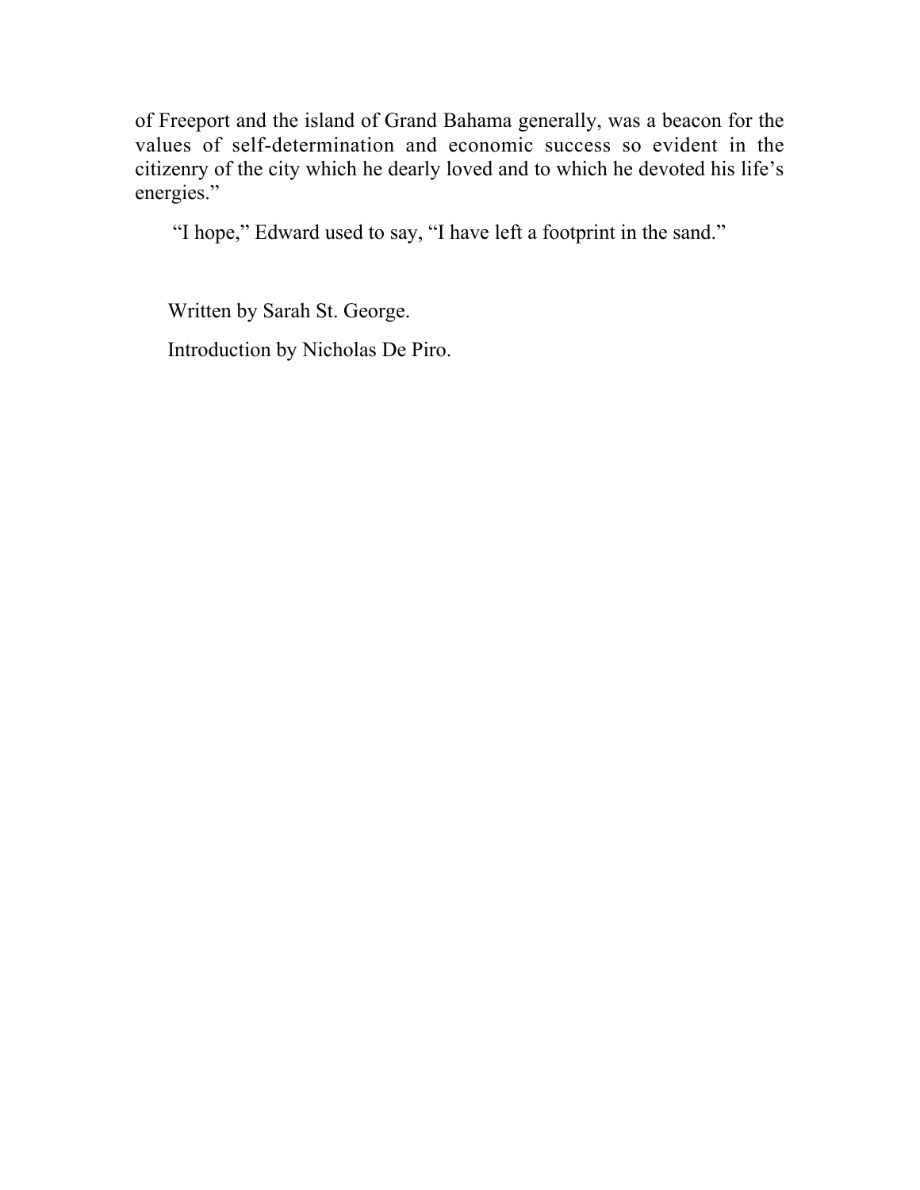of Freeport and the island of Grand Bahama generally, was a beacon for the values of self-determination and economic success so evident in the citizenry of the city which he dearly loved and to which he devoted his life's energies."

"I hope," Edward used to say, "I have left a footprint in the sand."

Written by Sarah St. George.

Introduction by Nicholas De Piro.